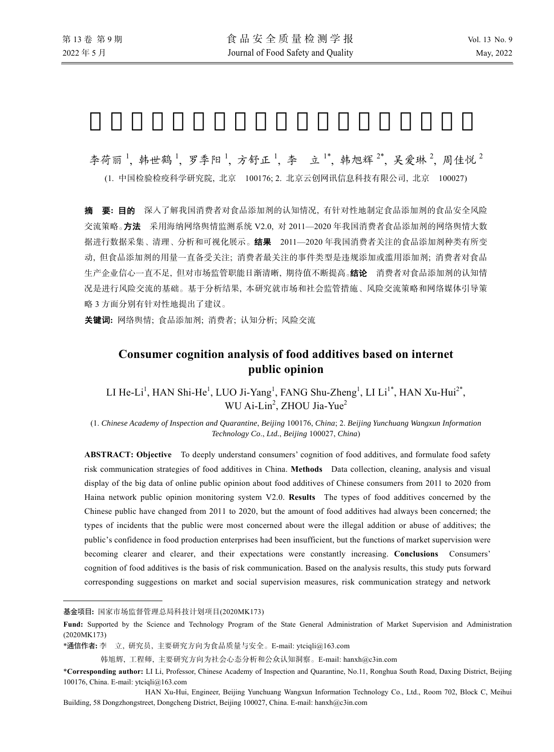李荷丽[1], 韩世鹤[1], 罗季阳[1], 方舒正[1], 李 立[1*], 韩旭辉[2*], 吴爱琳[2], 周佳悦[2]

(1. 中国检验检疫科学研究院, 北京 100176; 2. 北京云创网讯信息科技有限公司, 北京 100027)

**摘 要: 目的** 深入了解我国消费者对食品添加剂的认知情况, 有针对性地制定食品添加剂的食品安全风险交流策略。**方法** 采用海纳网络舆情监测系统 V2.0, 对 2011—2020 年我国消费者食品添加剂的网络舆情大数据进行数据采集、清理、分析和可视化展示。**结果** 2011—2020 年我国消费者关注的食品添加剂种类有所变动, 但食品添加剂的用量一直备受关注; 消费者最关注的事件类型是违规添加或滥用添加剂; 消费者对食品生产企业信心一直不足, 但对市场监管职能日渐清晰, 期待值不断提高。**结论** 消费者对食品添加剂的认知情况是进行风险交流的基础。基于分析结果, 本研究就市场和社会监管措施、风险交流策略和网络媒体引导策略 3 方面分别有针对性地提出了建议。

**关键词:** 网络舆情; 食品添加剂; 消费者; 认知分析; 风险交流

## Consumer cognition analysis of food additives based on internet public opinion

LI He-Li[1], HAN Shi-He[1], LUO Ji-Yang[1], FANG Shu-Zheng[1], LI Li[1*], HAN Xu-Hui[2*], WU Ai-Lin[2], ZHOU Jia-Yue[2]

(1. *Chinese Academy of Inspection and Quarantine*, *Beijing* 100176, *China*; 2. *Beijing Yunchuang Wangxun Information Technology Co*., *Ltd*., *Beijing* 100027, *China*)

**ABSTRACT: Objective** To deeply understand consumers' cognition of food additives, and formulate food safety risk communication strategies of food additives in China. **Methods** Data collection, cleaning, analysis and visual display of the big data of online public opinion about food additives of Chinese consumers from 2011 to 2020 from Haina network public opinion monitoring system V2.0. **Results** The types of food additives concerned by the Chinese public have changed from 2011 to 2020, but the amount of food additives had always been concerned; the types of incidents that the public were most concerned about were the illegal addition or abuse of additives; the public's confidence in food production enterprises had been insufficient, but the functions of market supervision were becoming clearer and clearer, and their expectations were constantly increasing. **Conclusions** Consumers' cognition of food additives is the basis of risk communication. Based on the analysis results, this study puts forward corresponding suggestions on market and social supervision measures, risk communication strategy and network

---

**基金项目:** 国家市场监督管理总局科技计划项目(2020MK173)

**Fund:** Supported by the Science and Technology Program of the State General Administration of Market Supervision and Administration (2020MK173)

***通信作者:** 李 立, 研究员, 主要研究方向为食品质量与安全。E-mail: ytciqli@163.com

韩旭辉, 工程师, 主要研究方向为社会心态分析和公众认知洞察。E-mail: hanxh@c3in.com

***Corresponding author:** LI Li, Professor, Chinese Academy of Inspection and Quarantine, No.11, Ronghua South Road, Daxing District, Beijing 100176, China. E-mail: ytciqli@163.com

HAN Xu-Hui, Engineer, Beijing Yunchuang Wangxun Information Technology Co., Ltd., Room 702, Block C, Meihui Building, 58 Dongzhongstreet, Dongcheng District, Beijing 100027, China. E-mail: hanxh@c3in.com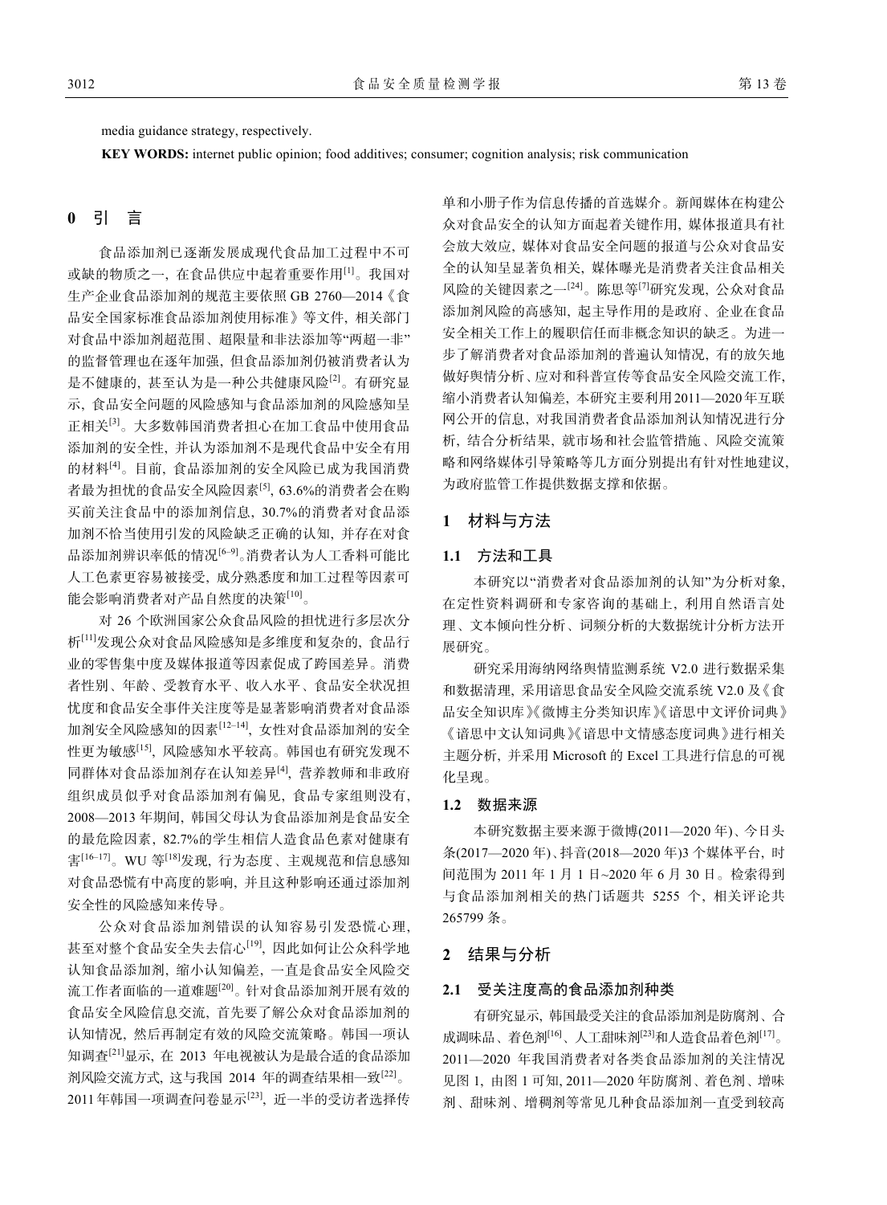media guidance strategy, respectively.

**KEY WORDS:** internet public opinion; food additives; consumer; cognition analysis; risk communication

## 0 引 言

食品添加剂已逐渐发展成现代食品加工过程中不可或缺的物质之一，在食品供应中起着重要作用[1]。我国对生产企业食品添加剂的规范主要依照 GB 2760—2014《食品安全国家标准食品添加剂使用标准》等文件，相关部门对食品中添加剂超范围、超限量和非法添加等“两超一非”的监督管理也在逐年加强，但食品添加剂仍被消费者认为是不健康的，甚至认为是一种公共健康风险[2]。有研究显示，食品安全问题的风险感知与食品添加剂的风险感知呈正相关[3]。大多数韩国消费者担心在加工食品中使用食品添加剂的安全性，并认为添加剂不是现代食品中安全有用的材料[4]。目前，食品添加剂的安全风险已成为我国消费者最为担忧的食品安全风险因素[5]，63.6%的消费者会在购买前关注食品中的添加剂信息，30.7%的消费者对食品添加剂不恰当使用引发的风险缺乏正确的认知，并存在对食品添加剂辨识率低的情况[6–9]。消费者认为人工香料可能比人工色素更容易被接受，成分熟悉度和加工过程等因素可能会影响消费者对产品自然度的决策[10]。

对 26 个欧洲国家公众食品风险的担忧进行多层次分析[11]发现公众对食品风险感知是多维度和复杂的，食品行业的零售集中度及媒体报道等因素促成了跨国差异。消费者性别、年龄、受教育水平、收入水平、食品安全状况担忧度和食品安全事件关注度等是显著影响消费者对食品添加剂安全风险感知的因素[12–14]，女性对食品添加剂的安全性更为敏感[15]，风险感知水平较高。韩国也有研究发现不同群体对食品添加剂存在认知差异[4]，营养教师和非政府组织成员似乎对食品添加剂有偏见，食品专家组则没有，2008—2013 年期间，韩国父母认为食品添加剂是食品安全的最危险因素，82.7%的学生相信人造食品色素对健康有害[16–17]。WU 等[18]发现，行为态度、主观规范和信息感知对食品恐慌有中高度的影响，并且这种影响还通过添加剂安全性的风险感知来传导。

公众对食品添加剂错误的认知容易引发恐慌心理，甚至对整个食品安全失去信心[19]，因此如何让公众科学地认知食品添加剂，缩小认知偏差，一直是食品安全风险交流工作者面临的一道难题[20]。针对食品添加剂开展有效的食品安全风险信息交流，首先要了解公众对食品添加剂的认知情况，然后再制定有效的风险交流策略。韩国一项认知调查[21]显示，在 2013 年电视被认为是最合适的食品添加剂风险交流方式，这与我国 2014 年的调查结果相一致[22]。2011 年韩国一项调查问卷显示[23]，近一半的受访者选择传单和小册子作为信息传播的首选媒介。新闻媒体在构建公众对食品安全的认知方面起着关键作用，媒体报道具有社会放大效应，媒体对食品安全问题的报道与公众对食品安全的认知呈显著负相关，媒体曝光是消费者关注食品相关风险的关键因素之一[24]。陈思等[7]研究发现，公众对食品添加剂风险的高感知，起主导作用的是政府、企业在食品安全相关工作上的履职信任而非概念知识的缺乏。为进一步了解消费者对食品添加剂的普遍认知情况，有的放矢地做好舆情分析、应对和科普宣传等食品安全风险交流工作，缩小消费者认知偏差，本研究主要利用 2011—2020 年互联网公开的信息，对我国消费者食品添加剂认知情况进行分析，结合分析结果，就市场和社会监管措施、风险交流策略和网络媒体引导策略等几方面分别提出有针对性地建议，为政府监管工作提供数据支撑和依据。

## 1 材料与方法

### 1.1 方法和工具

本研究以“消费者对食品添加剂的认知”为分析对象，在定性资料调研和专家咨询的基础上，利用自然语言处理、文本倾向性分析、词频分析的大数据统计分析方法开展研究。

研究采用海纳网络舆情监测系统 V2.0 进行数据采集和数据清理，采用谙思食品安全风险交流系统 V2.0 及《食品安全知识库》《微博主分类知识库》《谙思中文评价词典》《谙思中文认知词典》《谙思中文情感态度词典》进行相关主题分析，并采用 Microsoft 的 Excel 工具进行信息的可视化呈现。

### 1.2 数据来源

本研究数据主要来源于微博(2011—2020 年)、今日头条(2017—2020 年)、抖音(2018—2020 年)3 个媒体平台，时间范围为 2011 年 1 月 1 日~2020 年 6 月 30 日。检索得到与食品添加剂相关的热门话题共 5255 个，相关评论共 265799 条。

## 2 结果与分析

### 2.1 受关注度高的食品添加剂种类

有研究显示，韩国最受关注的食品添加剂是防腐剂、合成调味品、着色剂[16]、人工甜味剂[23]和人造食品着色剂[17]。2011—2020 年我国消费者对各类食品添加剂的关注情况见图 1，由图 1 可知，2011—2020 年防腐剂、着色剂、增味剂、甜味剂、增稠剂等常见几种食品添加剂一直受到较高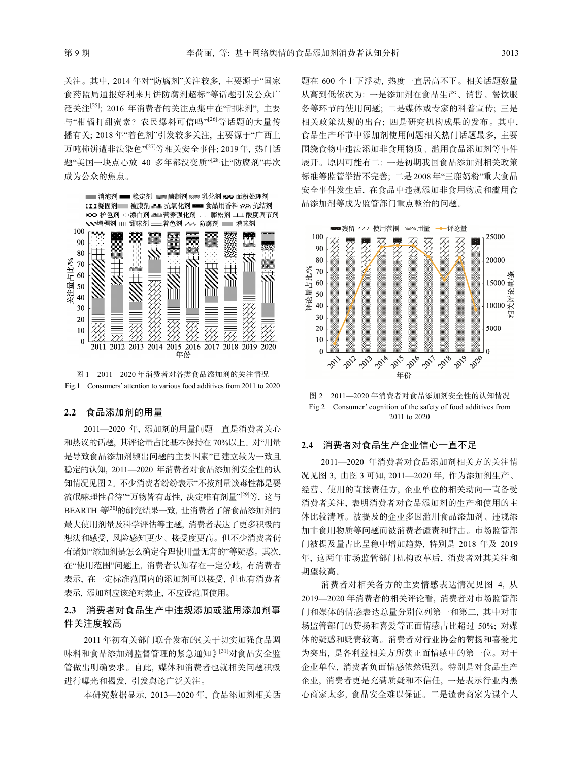关注。其中, 2014 年对“防腐剂”关注较多, 主要源于“国家食药监局通报好利来月饼防腐剂超标”等话题引发公众广泛关注[25]; 2016 年消费者的关注点集中在“甜味剂”, 主要与“柑橘打甜蜜素? 农民爆料可信吗”[26]等话题的大量传播有关; 2018 年“着色剂”引发较多关注, 主要源于“广西上万吨柿饼遭非法染色”[27]等相关安全事件; 2019 年, 热门话题“美国一块点心放 40 多年都没变质”[28]让“防腐剂”再次成为公众的焦点。

图 1　2011—2020 年消费者对各类食品添加剂的关注情况

Fig.1　Consumers' attention to various food additives from 2011 to 2020

## 2.2　食品添加剂的用量

2011—2020 年, 添加剂的用量问题一直是消费者关心和热议的话题, 其评论量占比基本保持在 70%以上。对“用量是导致食品添加剂频出问题的主要因素”已建立较为一致且稳定的认知, 2011—2020 年消费者对食品添加剂安全性的认知情况见图 2。不少消费者纷纷表示“不按剂量谈毒性都是耍流氓嘛理性看待”“万物皆有毒性, 决定唯有剂量”[29]等, 这与 BEARTH 等[30]的研究结果一致, 让消费者了解食品添加剂的最大使用剂量及科学评估等主题, 消费者表达了更多积极的想法和感受, 风险感知更少、接受度更高。但不少消费者仍有诸如“添加剂是怎么确定合理使用量无害的”等疑惑。其次, 在“使用范围”问题上, 消费者认知存在一定分歧, 有消费者表示, 在一定标准范围内的添加剂可以接受, 但也有消费者表示, 添加剂应该绝对禁止, 不应设范围使用。

## 2.3　消费者对食品生产中违规添加或滥用添加剂事件关注度较高

2011 年初有关部门联合发布的《关于切实加强食品调味料和食品添加剂监督管理的紧急通知》[31]对食品安全监管做出明确要求。自此, 媒体和消费者也就相关问题积极进行曝光和揭发, 引发舆论广泛关注。

本研究数据显示, 2013—2020 年, 食品添加剂相关话题在 600 个上下浮动, 热度一直居高不下。相关话题数量从高到低依次为: 一是添加剂在食品生产、销售、餐饮服务等环节的使用问题; 二是媒体或专家的科普宣传; 三是相关政策法规的出台; 四是研究机构成果的发布。其中, 食品生产环节中添加剂使用问题相关热门话题最多, 主要围绕食物中违法添加非食用物质、滥用食品添加剂等事件展开。原因可能有二: 一是初期我国食品添加剂相关政策标准等监管举措不完善; 二是 2008 年“三鹿奶粉”重大食品安全事件发生后, 在食品中违规添加非食用物质和滥用食品添加剂等成为监管部门重点整治的问题。

图 2　2011—2020 年消费者对食品添加剂安全性的认知情况

Fig.2　Consumer' cognition of the safety of food additives from 2011 to 2020

## 2.4　消费者对食品生产企业信心一直不足

2011—2020 年消费者对食品添加剂相关方的关注情况见图 3, 由图 3 可知, 2011—2020 年, 作为添加剂生产、经营、使用的直接责任方, 企业单位的相关动向一直备受消费者关注, 表明消费者对食品添加剂的生产和使用的主体比较清晰。被提及的企业多因滥用食品添加剂、违规添加非食用物质等问题而被消费者谴责和抨击。市场监管部门被提及量占比呈稳中增加趋势, 特别是 2018 年及 2019 年, 这两年市场监管部门机构改革后, 消费者对其关注和期望较高。

消费者对相关各方的主要情感表达情况见图 4, 从 2019—2020 年消费者的相关评论看, 消费者对市场监管部门和媒体的情感表达总量分别位列第一和第二, 其中对市场监管部门的赞扬和喜爱等正面情感占比超过 50%; 对媒体的疑惑和贬责较高。消费者对行业协会的赞扬和喜爱尤为突出, 是各利益相关方所获正面情感中的第一位。对于企业单位, 消费者负面情感依然强烈。特别是对食品生产企业, 消费者更是充满质疑和不信任, 一是表示行业内黑心商家太多, 食品安全难以保证。二是谴责商家为谋个人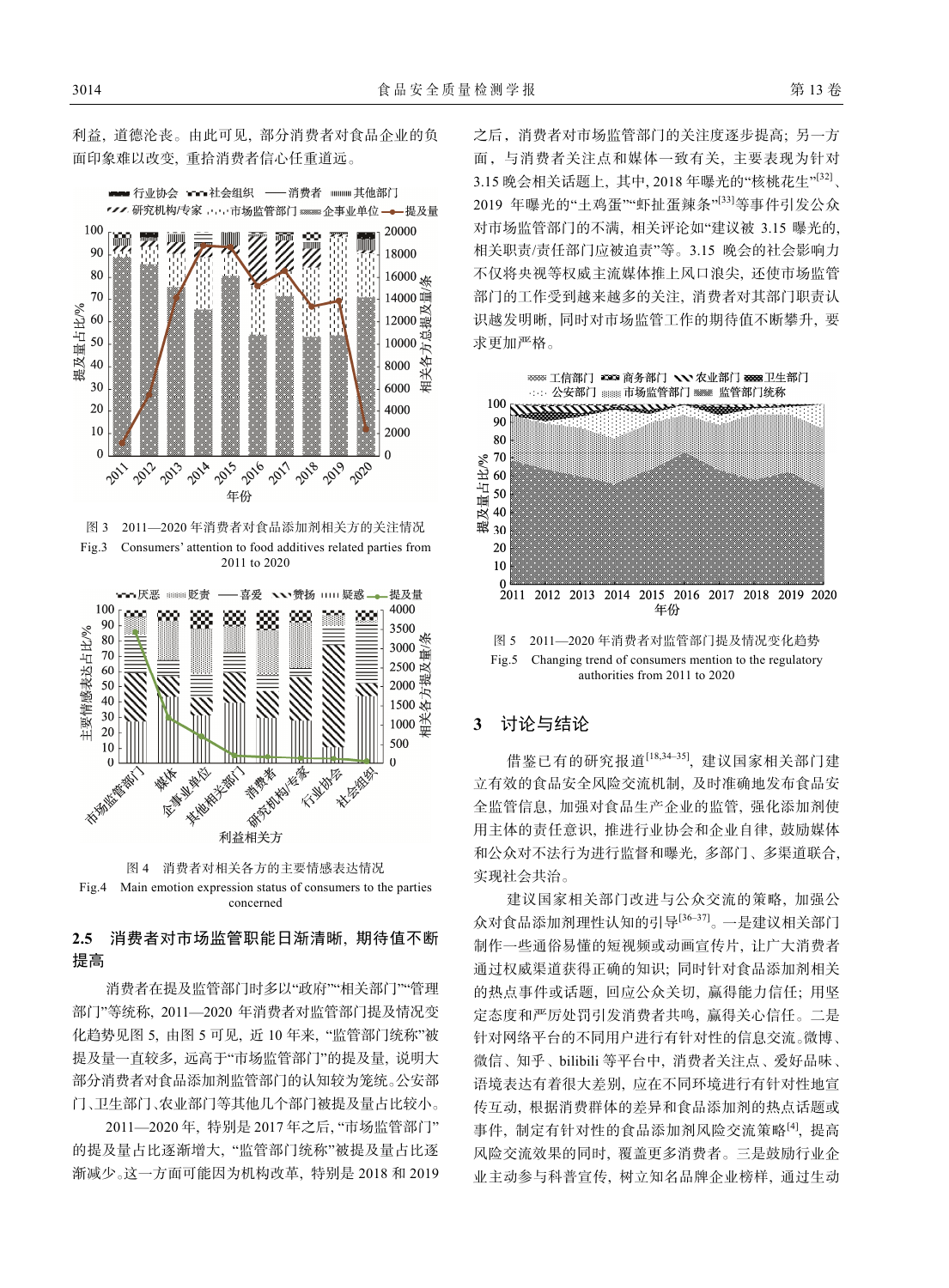利益，道德沦丧。由此可见，部分消费者对食品企业的负面印象难以改变，重拾消费者信心任重道远。

图 3　2011—2020 年消费者对食品添加剂相关方的关注情况

Fig.3　Consumers' attention to food additives related parties from 2011 to 2020

图 4　消费者对相关各方的主要情感表达情况

Fig.4　Main emotion expression status of consumers to the parties concerned

### 2.5　消费者对市场监管职能日渐清晰，期待值不断提高

消费者在提及监管部门时多以"政府""相关部门""管理部门"等统称，2011—2020 年消费者对监管部门提及情况变化趋势见图 5，由图 5 可见，近 10 年来，"监管部门统称"被提及量一直较多，远高于"市场监管部门"的提及量，说明大部分消费者对食品添加剂监管部门的认知较为笼统。公安部门、卫生部门、农业部门等其他几个部门被提及量占比较小。

2011—2020 年，特别是 2017 年之后，"市场监管部门"的提及量占比逐渐增大，"监管部门统称"被提及量占比逐渐减少。这一方面可能因为机构改革，特别是 2018 和 2019 之后，消费者对市场监管部门的关注度逐步提高；另一方面，与消费者关注点和媒体一致有关，主要表现为针对 3.15 晚会相关话题上，其中，2018 年曝光的"核桃花生"[32]、2019 年曝光的"土鸡蛋""虾扯蛋辣条"[33]等事件引发公众对市场监管部门的不满，相关评论如"建议被 3.15 曝光的，相关职责/责任部门应被追责"等。3.15 晚会的社会影响力不仅将央视等权威主流媒体推上风口浪尖，还使市场监管部门的工作受到越来越多的关注，消费者对其部门职责认识越发明晰，同时对市场监管工作的期待值不断攀升，要求更加严格。

图 5　2011—2020 年消费者对监管部门提及情况变化趋势

Fig.5　Changing trend of consumers mention to the regulatory authorities from 2011 to 2020

## 3　讨论与结论

借鉴已有的研究报道[18,34–35]，建议国家相关部门建立有效的食品安全风险交流机制，及时准确地发布食品安全监管信息，加强对食品生产企业的监管，强化添加剂使用主体的责任意识，推进行业协会和企业自律，鼓励媒体和公众对不法行为进行监督和曝光，多部门、多渠道联合，实现社会共治。

建议国家相关部门改进与公众交流的策略，加强公众对食品添加剂理性认知的引导[36–37]。一是建议相关部门制作一些通俗易懂的短视频或动画宣传片，让广大消费者通过权威渠道获得正确的知识；同时针对食品添加剂相关的热点事件或话题，回应公众关切，赢得能力信任；用坚定态度和严厉处罚引发消费者共鸣，赢得关心信任。二是针对网络平台的不同用户进行有针对性的信息交流。微博、微信、知乎、bilibili 等平台中，消费者关注点、爱好品味、语境表达有着很大差别，应在不同环境进行有针对性地宣传互动，根据消费群体的差异和食品添加剂的热点话题或事件，制定有针对性的食品添加剂风险交流策略[4]，提高风险交流效果的同时，覆盖更多消费者。三是鼓励行业企业主动参与科普宣传，树立知名品牌企业榜样，通过生动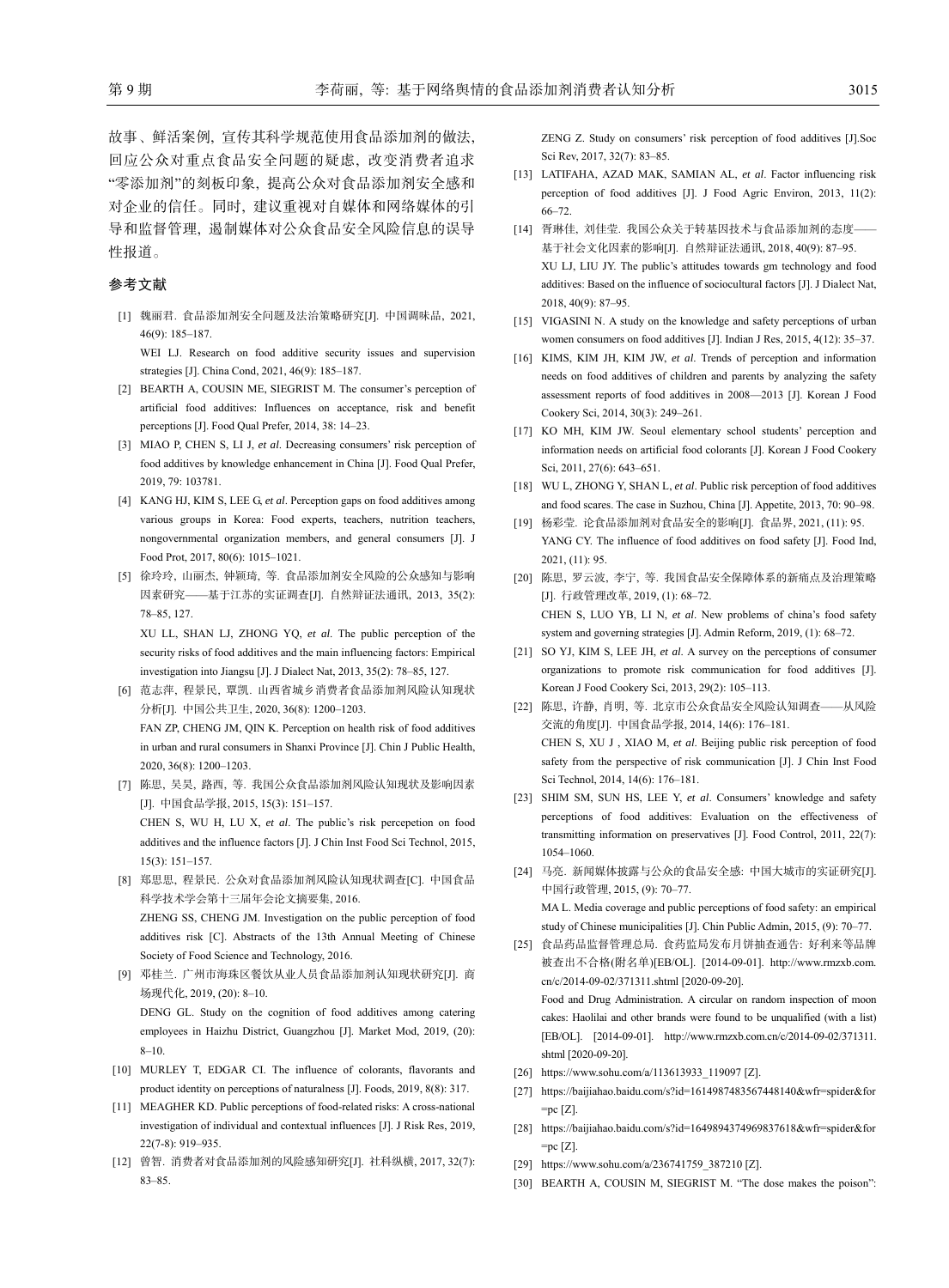故事、鲜活案例, 宣传其科学规范使用食品添加剂的做法, 回应公众对重点食品安全问题的疑虑, 改变消费者追求“零添加剂”的刻板印象, 提高公众对食品添加剂安全感和对企业的信任。同时, 建议重视对自媒体和网络媒体的引导和监督管理, 遏制媒体对公众食品安全风险信息的误导性报道。

## 参考文献

[1] 魏丽君. 食品添加剂安全问题及法治策略研究[J]. 中国调味品, 2021, 46(9): 185–187.
WEI LJ. Research on food additive security issues and supervision strategies [J]. China Cond, 2021, 46(9): 185–187.

[2] BEARTH A, COUSIN ME, SIEGRIST M. The consumer's perception of artificial food additives: Influences on acceptance, risk and benefit perceptions [J]. Food Qual Prefer, 2014, 38: 14–23.

[3] MIAO P, CHEN S, LI J, *et al*. Decreasing consumers' risk perception of food additives by knowledge enhancement in China [J]. Food Qual Prefer, 2019, 79: 103781.

[4] KANG HJ, KIM S, LEE G, *et al*. Perception gaps on food additives among various groups in Korea: Food experts, teachers, nutrition teachers, nongovernmental organization members, and general consumers [J]. J Food Prot, 2017, 80(6): 1015–1021.

[5] 徐玲玲, 山丽杰, 钟颖琦, 等. 食品添加剂安全风险的公众感知与影响因素研究——基于江苏的实证调查[J]. 自然辩证法通讯, 2013, 35(2): 78–85, 127.
XU LL, SHAN LJ, ZHONG YQ, *et al*. The public perception of the security risks of food additives and the main influencing factors: Empirical investigation into Jiangsu [J]. J Dialect Nat, 2013, 35(2): 78–85, 127.

[6] 范志萍, 程景民, 覃凯. 山西省城乡消费者食品添加剂风险认知现状分析[J]. 中国公共卫生, 2020, 36(8): 1200–1203.
FAN ZP, CHENG JM, QIN K. Perception on health risk of food additives in urban and rural consumers in Shanxi Province [J]. Chin J Public Health, 2020, 36(8): 1200–1203.

[7] 陈思, 吴昊, 路西, 等. 我国公众食品添加剂风险认知现状及影响因素[J]. 中国食品学报, 2015, 15(3): 151–157.
CHEN S, WU H, LU X, *et al*. The public's risk percepetion on food additives and the influence factors [J]. J Chin Inst Food Sci Technol, 2015, 15(3): 151–157.

[8] 郑思思, 程景民. 公众对食品添加剂风险认知现状调查[C]. 中国食品科学技术学会第十三届年会论文摘要集, 2016.
ZHENG SS, CHENG JM. Investigation on the public perception of food additives risk [C]. Abstracts of the 13th Annual Meeting of Chinese Society of Food Science and Technology, 2016.

[9] 邓桂兰. 广州市海珠区餐饮从业人员食品添加剂认知现状研究[J]. 商场现代化, 2019, (20): 8–10.
DENG GL. Study on the cognition of food additives among catering employees in Haizhu District, Guangzhou [J]. Market Mod, 2019, (20): 8–10.

[10] MURLEY T, EDGAR CI. The influence of colorants, flavorants and product identity on perceptions of naturalness [J]. Foods, 2019, 8(8): 317.

[11] MEAGHER KD. Public perceptions of food-related risks: A cross-national investigation of individual and contextual influences [J]. J Risk Res, 2019, 22(7-8): 919–935.

[12] 曾智. 消费者对食品添加剂的风险感知研究[J]. 社科纵横, 2017, 32(7): 83–85.
ZENG Z. Study on consumers' risk perception of food additives [J].Soc Sci Rev, 2017, 32(7): 83–85.

[13] LATIFAHA, AZAD MAK, SAMIAN AL, *et al*. Factor influencing risk perception of food additives [J]. J Food Agric Environ, 2013, 11(2): 66–72.

[14] 胥琳佳, 刘佳莹. 我国公众关于转基因技术与食品添加剂的态度——基于社会文化因素的影响[J]. 自然辩证法通讯, 2018, 40(9): 87–95.
XU LJ, LIU JY. The public's attitudes towards gm technology and food additives: Based on the influence of sociocultural factors [J]. J Dialect Nat, 2018, 40(9): 87–95.

[15] VIGASINI N. A study on the knowledge and safety perceptions of urban women consumers on food additives [J]. Indian J Res, 2015, 4(12): 35–37.

[16] KIMS, KIM JH, KIM JW, *et al*. Trends of perception and information needs on food additives of children and parents by analyzing the safety assessment reports of food additives in 2008—2013 [J]. Korean J Food Cookery Sci, 2014, 30(3): 249–261.

[17] KO MH, KIM JW. Seoul elementary school students' perception and information needs on artificial food colorants [J]. Korean J Food Cookery Sci, 2011, 27(6): 643–651.

[18] WU L, ZHONG Y, SHAN L, *et al*. Public risk perception of food additives and food scares. The case in Suzhou, China [J]. Appetite, 2013, 70: 90–98.

[19] 杨彩莹. 论食品添加剂对食品安全的影响[J]. 食品界, 2021, (11): 95.
YANG CY. The influence of food additives on food safety [J]. Food Ind, 2021, (11): 95.

[20] 陈思, 罗云波, 李宁, 等. 我国食品安全保障体系的新痛点及治理策略[J]. 行政管理改革, 2019, (1): 68–72.
CHEN S, LUO YB, LI N, *et al*. New problems of china's food safety system and governing strategies [J]. Admin Reform, 2019, (1): 68–72.

[21] SO YJ, KIM S, LEE JH, *et al*. A survey on the perceptions of consumer organizations to promote risk communication for food additives [J]. Korean J Food Cookery Sci, 2013, 29(2): 105–113.

[22] 陈思, 许静, 肖明, 等. 北京市公众食品安全风险认知调查——从风险交流的角度[J]. 中国食品学报, 2014, 14(6): 176–181.
CHEN S, XU J , XIAO M, *et al*. Beijing public risk perception of food safety from the perspective of risk communication [J]. J Chin Inst Food Sci Technol, 2014, 14(6): 176–181.

[23] SHIM SM, SUN HS, LEE Y, *et al*. Consumers' knowledge and safety perceptions of food additives: Evaluation on the effectiveness of transmitting information on preservatives [J]. Food Control, 2011, 22(7): 1054–1060.

[24] 马亮. 新闻媒体披露与公众的食品安全感: 中国大城市的实证研究[J]. 中国行政管理, 2015, (9): 70–77.
MA L. Media coverage and public perceptions of food safety: an empirical study of Chinese municipalities [J]. Chin Public Admin, 2015, (9): 70–77.

[25] 食品药品监督管理总局. 食药监局发布月饼抽查通告: 好利来等品牌被查出不合格(附名单)[EB/OL]. [2014-09-01]. http://www.rmzxb.com.cn/c/2014-09-02/371311.shtml [2020-09-20].
Food and Drug Administration. A circular on random inspection of moon cakes: Haolilai and other brands were found to be unqualified (with a list) [EB/OL]. [2014-09-01]. http://www.rmzxb.com.cn/c/2014-09-02/371311.shtml [2020-09-20].

[26] https://www.sohu.com/a/113613933_119097 [Z].

[27] https://baijiahao.baidu.com/s?id=1614987483567448140&wfr=spider&for=pc [Z].

[28] https://baijiahao.baidu.com/s?id=1649894374969837618&wfr=spider&for=pc [Z].

[29] https://www.sohu.com/a/236741759_387210 [Z].

[30] BEARTH A, COUSIN M, SIEGRIST M. "The dose makes the poison":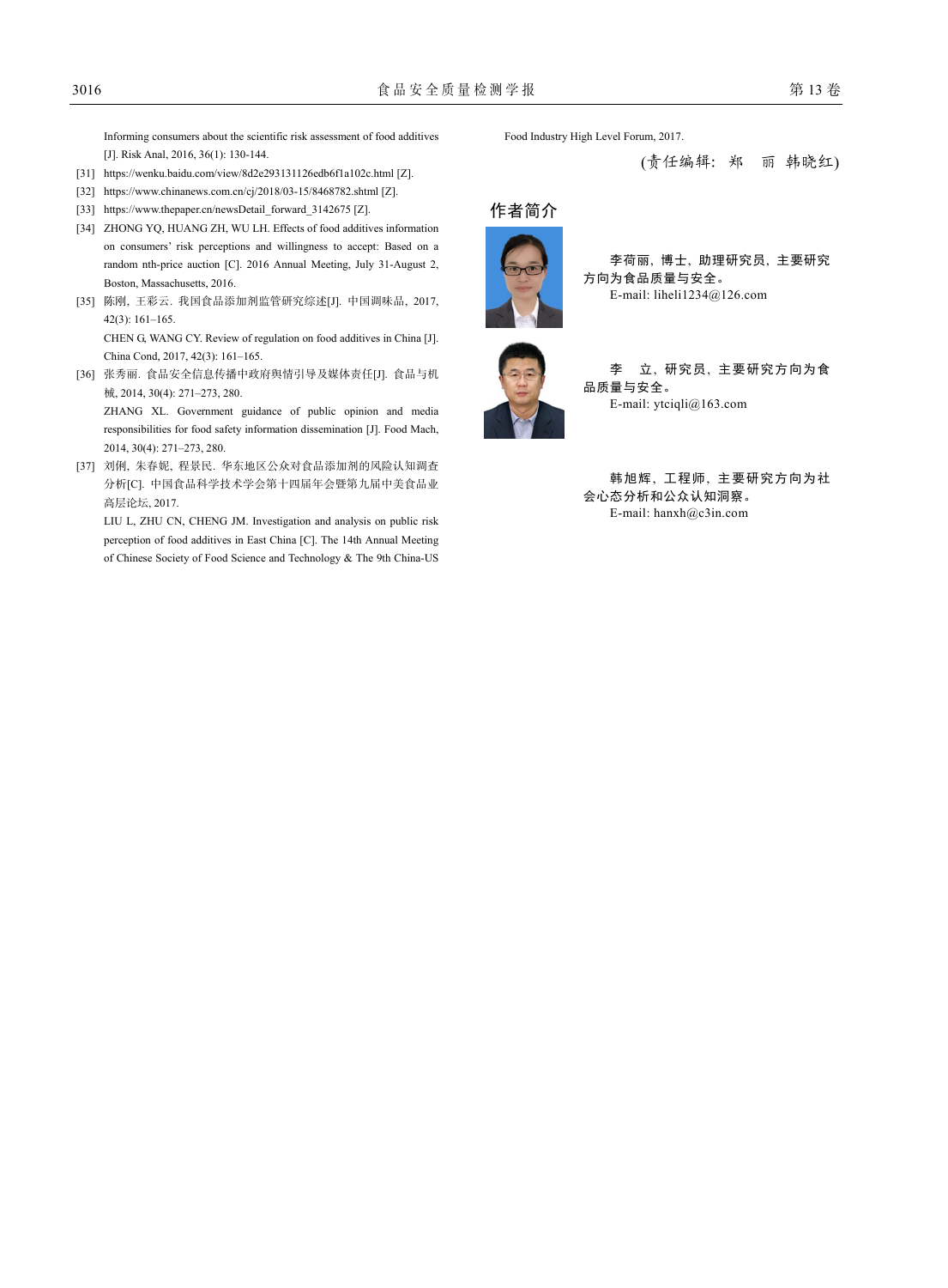Informing consumers about the scientific risk assessment of food additives [J]. Risk Anal, 2016, 36(1): 130-144.

[31] https://wenku.baidu.com/view/8d2e293131126edb6f1a102c.html [Z].

[32] https://www.chinanews.com.cn/cj/2018/03-15/8468782.shtml [Z].

[33] https://www.thepaper.cn/newsDetail_forward_3142675 [Z].

[34] ZHONG YQ, HUANG ZH, WU LH. Effects of food additives information on consumers' risk perceptions and willingness to accept: Based on a random nth-price auction [C]. 2016 Annual Meeting, July 31-August 2, Boston, Massachusetts, 2016.

[35] 陈刚, 王彩云. 我国食品添加剂监管研究综述[J]. 中国调味品, 2017, 42(3): 161–165.

CHEN G, WANG CY. Review of regulation on food additives in China [J]. China Cond, 2017, 42(3): 161–165.

[36] 张秀丽. 食品安全信息传播中政府舆情引导及媒体责任[J]. 食品与机械, 2014, 30(4): 271–273, 280.

ZHANG XL. Government guidance of public opinion and media responsibilities for food safety information dissemination [J]. Food Mach, 2014, 30(4): 271–273, 280.

[37] 刘俐, 朱春妮, 程景民. 华东地区公众对食品添加剂的风险认知调查分析[C]. 中国食品科学技术学会第十四届年会暨第九届中美食品业高层论坛, 2017.

LIU L, ZHU CN, CHENG JM. Investigation and analysis on public risk perception of food additives in East China [C]. The 14th Annual Meeting of Chinese Society of Food Science and Technology & The 9th China-US Food Industry High Level Forum, 2017.

(责任编辑: 郑 丽 韩晓红)

## 作者简介

李荷丽, 博士, 助理研究员, 主要研究方向为食品质量与安全。
E-mail: liheli1234@126.com

李 立, 研究员, 主要研究方向为食品质量与安全。
E-mail: ytciqli@163.com

韩旭辉, 工程师, 主要研究方向为社会心态分析和公众认知洞察。
E-mail: hanxh@c3in.com